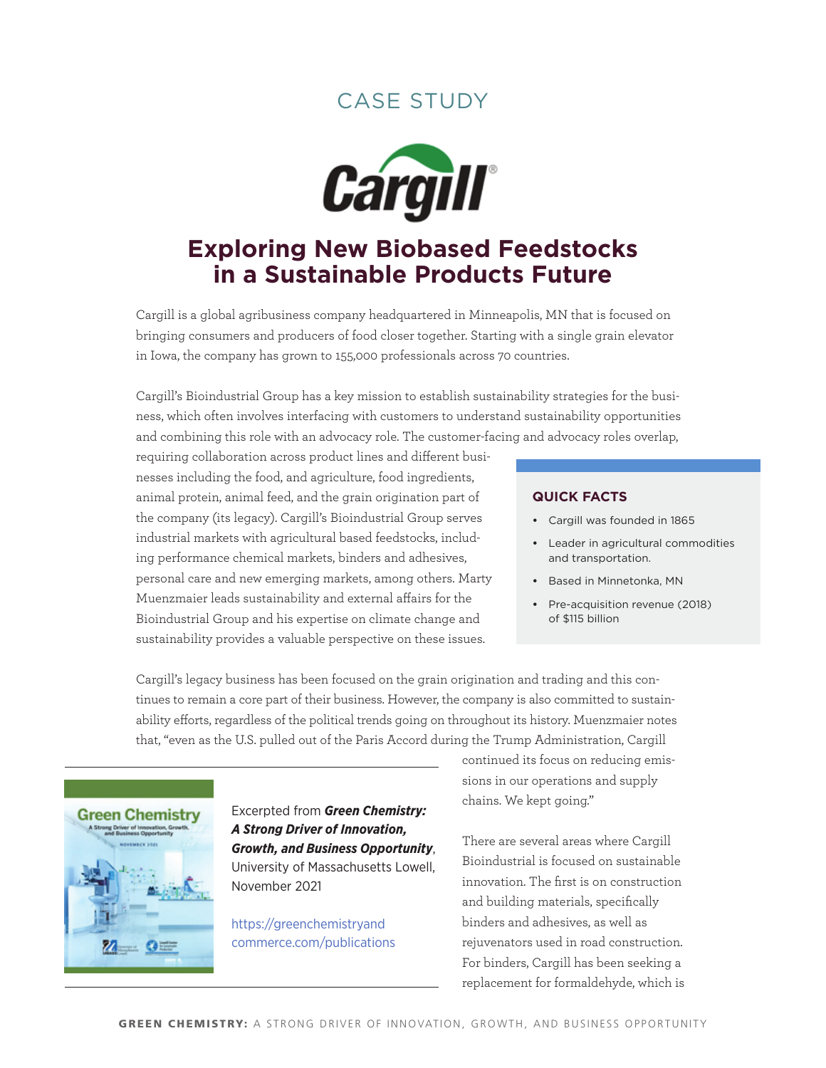CASE STUDY

# Exploring New Biobased Feedstocks in a Sustainable Products Future

Cargill is a global agribusiness company headquartered in Minneapolis, MN that is focused on bringing consumers and producers of food closer together. Starting with a single grain elevator in Iowa, the company has grown to 155,000 professionals across 70 countries.

Cargill's Bioindustrial Group has a key mission to establish sustainability strategies for the business, which often involves interfacing with customers to understand sustainability opportunities and combining this role with an advocacy role. The customer-facing and advocacy roles overlap, requiring collaboration across product lines and different businesses including the food, and agriculture, food ingredients, animal protein, animal feed, and the grain origination part of the company (its legacy). Cargill's Bioindustrial Group serves industrial markets with agricultural based feedstocks, including performance chemical markets, binders and adhesives, personal care and new emerging markets, among others. Marty Muenzmaier leads sustainability and external affairs for the Bioindustrial Group and his expertise on climate change and sustainability provides a valuable perspective on these issues.

### QUICK FACTS

- Cargill was founded in 1865
- Leader in agricultural commodities and transportation.
- Based in Minnetonka, MN
- Pre-acquisition revenue (2018) of $115 billion

Cargill's legacy business has been focused on the grain origination and trading and this continues to remain a core part of their business. However, the company is also committed to sustainability efforts, regardless of the political trends going on throughout its history. Muenzmaier notes that, "even as the U.S. pulled out of the Paris Accord during the Trump Administration, Cargill continued its focus on reducing emissions in our operations and supply chains. We kept going."

Excerpted from ***Green Chemistry: A Strong Driver of Innovation, Growth, and Business Opportunity***, University of Massachusetts Lowell, November 2021

https://greenchemistryandcommerce.com/publications

There are several areas where Cargill Bioindustrial is focused on sustainable innovation. The first is on construction and building materials, specifically binders and adhesives, as well as rejuvenators used in road construction. For binders, Cargill has been seeking a replacement for formaldehyde, which is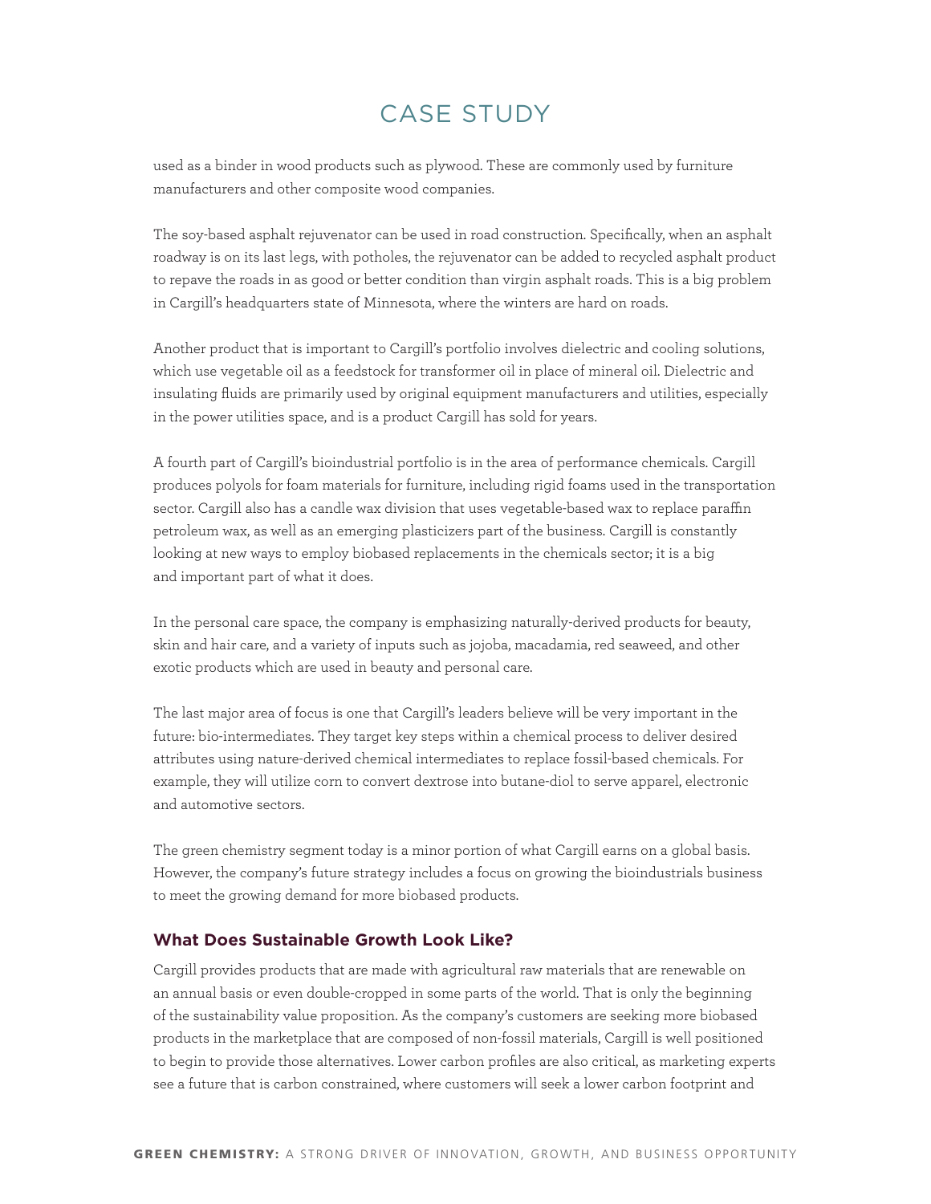used as a binder in wood products such as plywood. These are commonly used by furniture manufacturers and other composite wood companies.

The soy-based asphalt rejuvenator can be used in road construction. Specifically, when an asphalt roadway is on its last legs, with potholes, the rejuvenator can be added to recycled asphalt product to repave the roads in as good or better condition than virgin asphalt roads. This is a big problem in Cargill's headquarters state of Minnesota, where the winters are hard on roads.

Another product that is important to Cargill's portfolio involves dielectric and cooling solutions, which use vegetable oil as a feedstock for transformer oil in place of mineral oil. Dielectric and insulating fluids are primarily used by original equipment manufacturers and utilities, especially in the power utilities space, and is a product Cargill has sold for years.

A fourth part of Cargill's bioindustrial portfolio is in the area of performance chemicals. Cargill produces polyols for foam materials for furniture, including rigid foams used in the transportation sector. Cargill also has a candle wax division that uses vegetable-based wax to replace paraffin petroleum wax, as well as an emerging plasticizers part of the business. Cargill is constantly looking at new ways to employ biobased replacements in the chemicals sector; it is a big and important part of what it does.

In the personal care space, the company is emphasizing naturally-derived products for beauty, skin and hair care, and a variety of inputs such as jojoba, macadamia, red seaweed, and other exotic products which are used in beauty and personal care.

The last major area of focus is one that Cargill's leaders believe will be very important in the future: bio-intermediates. They target key steps within a chemical process to deliver desired attributes using nature-derived chemical intermediates to replace fossil-based chemicals. For example, they will utilize corn to convert dextrose into butane-diol to serve apparel, electronic and automotive sectors.

The green chemistry segment today is a minor portion of what Cargill earns on a global basis. However, the company's future strategy includes a focus on growing the bioindustrials business to meet the growing demand for more biobased products.

### What Does Sustainable Growth Look Like?

Cargill provides products that are made with agricultural raw materials that are renewable on an annual basis or even double-cropped in some parts of the world. That is only the beginning of the sustainability value proposition. As the company's customers are seeking more biobased products in the marketplace that are composed of non-fossil materials, Cargill is well positioned to begin to provide those alternatives. Lower carbon profiles are also critical, as marketing experts see a future that is carbon constrained, where customers will seek a lower carbon footprint and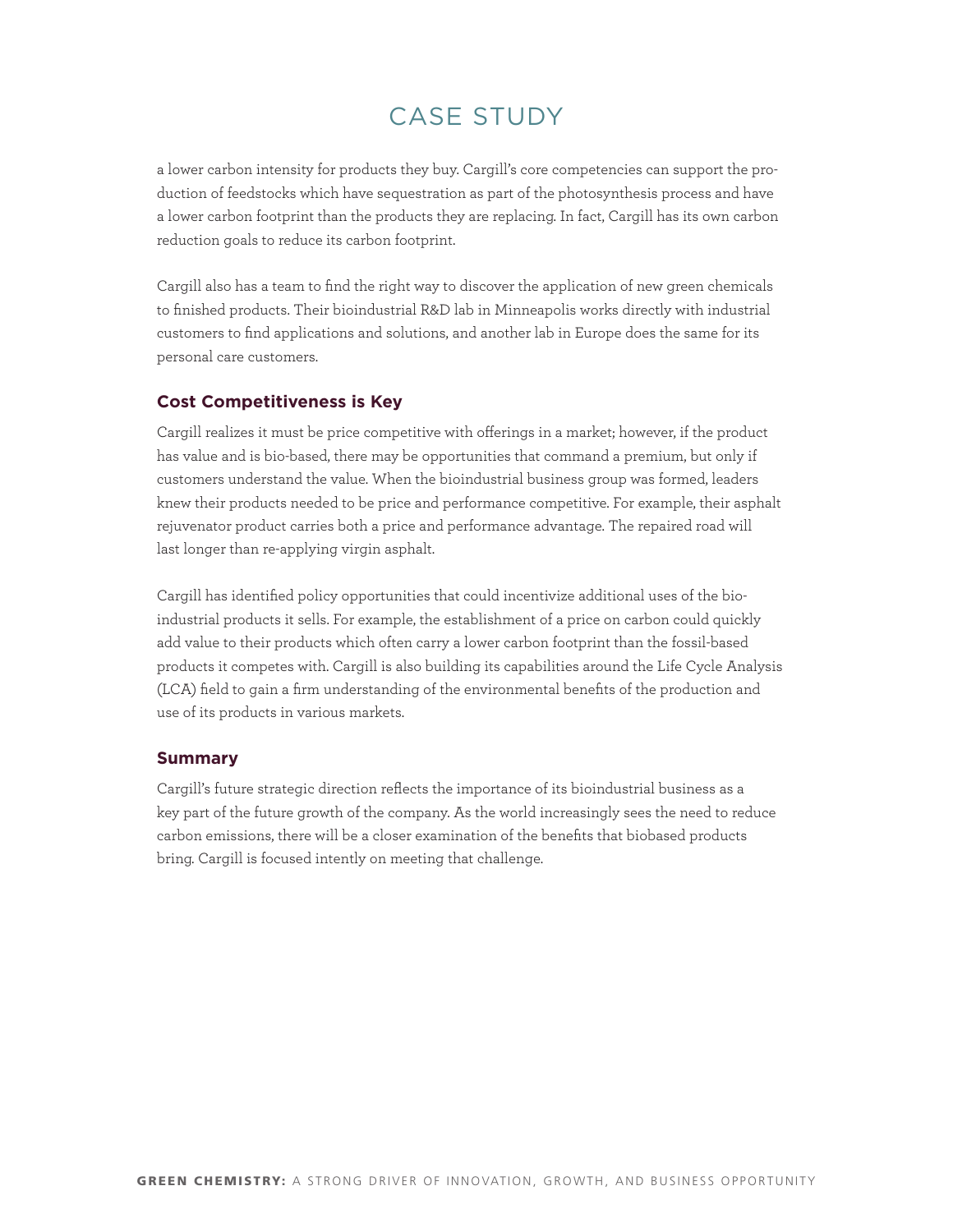# CASE STUDY

a lower carbon intensity for products they buy. Cargill's core competencies can support the production of feedstocks which have sequestration as part of the photosynthesis process and have a lower carbon footprint than the products they are replacing. In fact, Cargill has its own carbon reduction goals to reduce its carbon footprint.

Cargill also has a team to find the right way to discover the application of new green chemicals to finished products. Their bioindustrial R&D lab in Minneapolis works directly with industrial customers to find applications and solutions, and another lab in Europe does the same for its personal care customers.

## Cost Competitiveness is Key

Cargill realizes it must be price competitive with offerings in a market; however, if the product has value and is bio-based, there may be opportunities that command a premium, but only if customers understand the value. When the bioindustrial business group was formed, leaders knew their products needed to be price and performance competitive. For example, their asphalt rejuvenator product carries both a price and performance advantage. The repaired road will last longer than re-applying virgin asphalt.

Cargill has identified policy opportunities that could incentivize additional uses of the bio-industrial products it sells. For example, the establishment of a price on carbon could quickly add value to their products which often carry a lower carbon footprint than the fossil-based products it competes with. Cargill is also building its capabilities around the Life Cycle Analysis (LCA) field to gain a firm understanding of the environmental benefits of the production and use of its products in various markets.

## Summary

Cargill's future strategic direction reflects the importance of its bioindustrial business as a key part of the future growth of the company. As the world increasingly sees the need to reduce carbon emissions, there will be a closer examination of the benefits that biobased products bring. Cargill is focused intently on meeting that challenge.